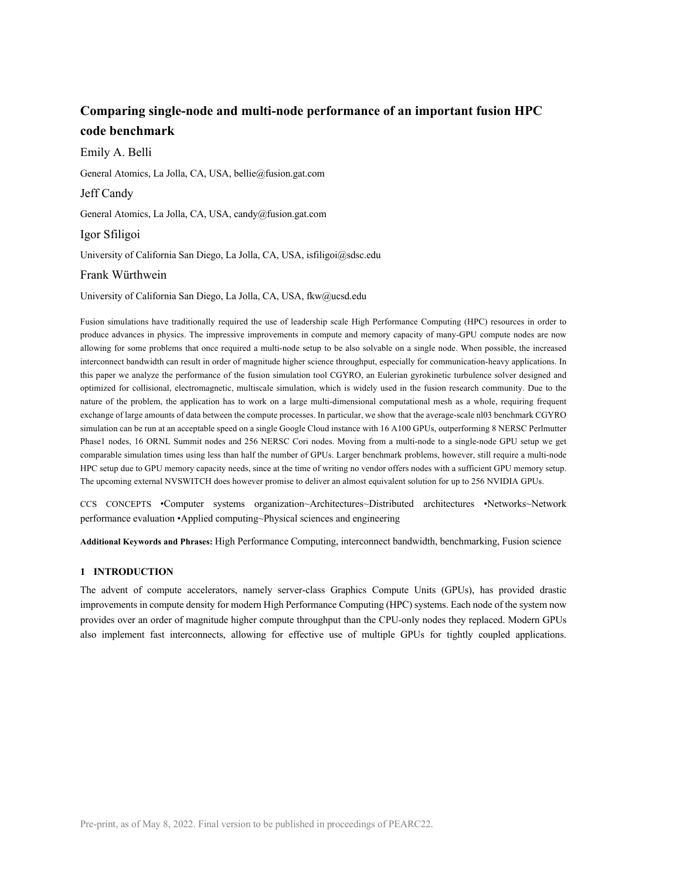# Comparing single-node and multi-node performance of an important fusion HPC code benchmark

Emily A. Belli

General Atomics, La Jolla, CA, USA, bellie@fusion.gat.com

Jeff Candy

General Atomics, La Jolla, CA, USA, candy@fusion.gat.com

Igor Sfiligoi

University of California San Diego, La Jolla, CA, USA, isfiligoi@sdsc.edu

Frank Würthwein

University of California San Diego, La Jolla, CA, USA, fkw@ucsd.edu

Fusion simulations have traditionally required the use of leadership scale High Performance Computing (HPC) resources in order to produce advances in physics. The impressive improvements in compute and memory capacity of many-GPU compute nodes are now allowing for some problems that once required a multi-node setup to be also solvable on a single node. When possible, the increased interconnect bandwidth can result in order of magnitude higher science throughput, especially for communication-heavy applications. In this paper we analyze the performance of the fusion simulation tool CGYRO, an Eulerian gyrokinetic turbulence solver designed and optimized for collisional, electromagnetic, multiscale simulation, which is widely used in the fusion research community. Due to the nature of the problem, the application has to work on a large multi-dimensional computational mesh as a whole, requiring frequent exchange of large amounts of data between the compute processes. In particular, we show that the average-scale nl03 benchmark CGYRO simulation can be run at an acceptable speed on a single Google Cloud instance with 16 A100 GPUs, outperforming 8 NERSC Perlmutter Phase1 nodes, 16 ORNL Summit nodes and 256 NERSC Cori nodes. Moving from a multi-node to a single-node GPU setup we get comparable simulation times using less than half the number of GPUs. Larger benchmark problems, however, still require a multi-node HPC setup due to GPU memory capacity needs, since at the time of writing no vendor offers nodes with a sufficient GPU memory setup. The upcoming external NVSWITCH does however promise to deliver an almost equivalent solution for up to 256 NVIDIA GPUs.

CCS CONCEPTS •Computer systems organization~Architectures~Distributed architectures •Networks~Network performance evaluation •Applied computing~Physical sciences and engineering

**Additional Keywords and Phrases:** High Performance Computing, interconnect bandwidth, benchmarking, Fusion science

## 1 INTRODUCTION

The advent of compute accelerators, namely server-class Graphics Compute Units (GPUs), has provided drastic improvements in compute density for modern High Performance Computing (HPC) systems. Each node of the system now provides over an order of magnitude higher compute throughput than the CPU-only nodes they replaced. Modern GPUs also implement fast interconnects, allowing for effective use of multiple GPUs for tightly coupled applications.

Pre-print, as of May 8, 2022. Final version to be published in proceedings of PEARC22.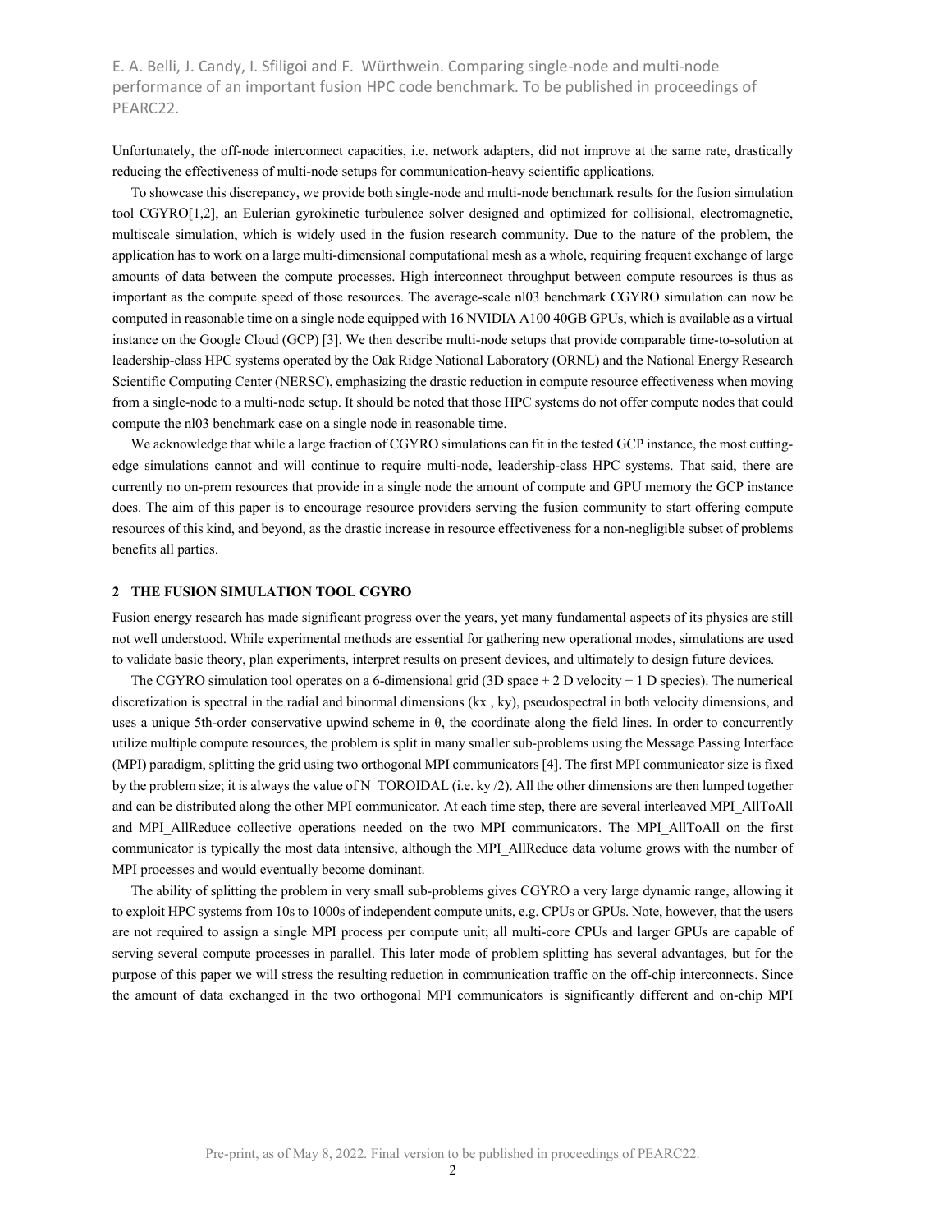Unfortunately, the off-node interconnect capacities, i.e. network adapters, did not improve at the same rate, drastically reducing the effectiveness of multi-node setups for communication-heavy scientific applications.

To showcase this discrepancy, we provide both single-node and multi-node benchmark results for the fusion simulation tool CGYRO[1,2], an Eulerian gyrokinetic turbulence solver designed and optimized for collisional, electromagnetic, multiscale simulation, which is widely used in the fusion research community. Due to the nature of the problem, the application has to work on a large multi-dimensional computational mesh as a whole, requiring frequent exchange of large amounts of data between the compute processes. High interconnect throughput between compute resources is thus as important as the compute speed of those resources. The average-scale nl03 benchmark CGYRO simulation can now be computed in reasonable time on a single node equipped with 16 NVIDIA A100 40GB GPUs, which is available as a virtual instance on the Google Cloud (GCP) [3]. We then describe multi-node setups that provide comparable time-to-solution at leadership-class HPC systems operated by the Oak Ridge National Laboratory (ORNL) and the National Energy Research Scientific Computing Center (NERSC), emphasizing the drastic reduction in compute resource effectiveness when moving from a single-node to a multi-node setup. It should be noted that those HPC systems do not offer compute nodes that could compute the nl03 benchmark case on a single node in reasonable time.

We acknowledge that while a large fraction of CGYRO simulations can fit in the tested GCP instance, the most cutting-edge simulations cannot and will continue to require multi-node, leadership-class HPC systems. That said, there are currently no on-prem resources that provide in a single node the amount of compute and GPU memory the GCP instance does. The aim of this paper is to encourage resource providers serving the fusion community to start offering compute resources of this kind, and beyond, as the drastic increase in resource effectiveness for a non-negligible subset of problems benefits all parties.

## 2 THE FUSION SIMULATION TOOL CGYRO

Fusion energy research has made significant progress over the years, yet many fundamental aspects of its physics are still not well understood. While experimental methods are essential for gathering new operational modes, simulations are used to validate basic theory, plan experiments, interpret results on present devices, and ultimately to design future devices.

The CGYRO simulation tool operates on a 6-dimensional grid (3D space + 2 D velocity + 1 D species). The numerical discretization is spectral in the radial and binormal dimensions ($k_x$ , $k_y$), pseudospectral in both velocity dimensions, and uses a unique 5th-order conservative upwind scheme in θ, the coordinate along the field lines. In order to concurrently utilize multiple compute resources, the problem is split in many smaller sub-problems using the Message Passing Interface (MPI) paradigm, splitting the grid using two orthogonal MPI communicators [4]. The first MPI communicator size is fixed by the problem size; it is always the value of N_TOROIDAL (i.e. ky /2). All the other dimensions are then lumped together and can be distributed along the other MPI communicator. At each time step, there are several interleaved MPI_AllToAll and MPI_AllReduce collective operations needed on the two MPI communicators. The MPI_AllToAll on the first communicator is typically the most data intensive, although the MPI_AllReduce data volume grows with the number of MPI processes and would eventually become dominant.

The ability of splitting the problem in very small sub-problems gives CGYRO a very large dynamic range, allowing it to exploit HPC systems from 10s to 1000s of independent compute units, e.g. CPUs or GPUs. Note, however, that the users are not required to assign a single MPI process per compute unit; all multi-core CPUs and larger GPUs are capable of serving several compute processes in parallel. This later mode of problem splitting has several advantages, but for the purpose of this paper we will stress the resulting reduction in communication traffic on the off-chip interconnects. Since the amount of data exchanged in the two orthogonal MPI communicators is significantly different and on-chip MPI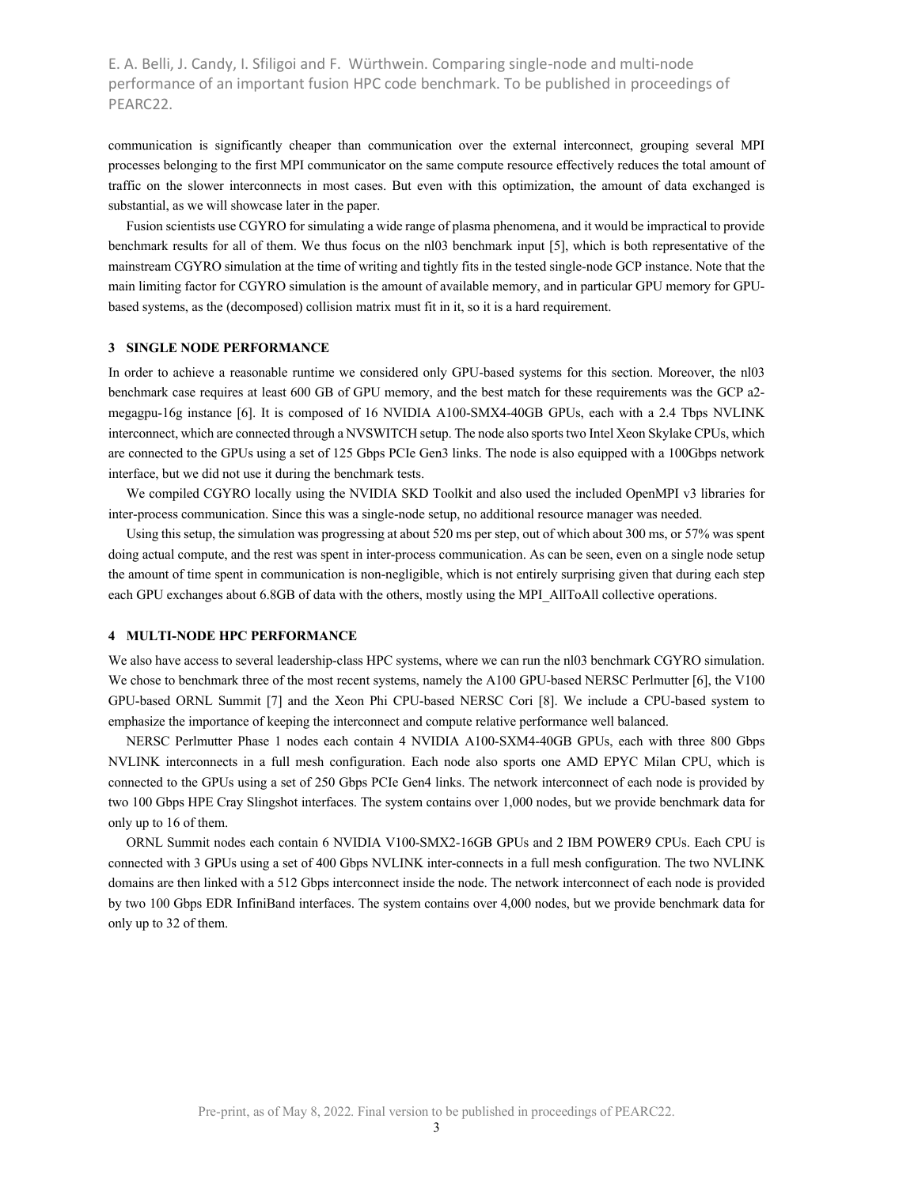communication is significantly cheaper than communication over the external interconnect, grouping several MPI processes belonging to the first MPI communicator on the same compute resource effectively reduces the total amount of traffic on the slower interconnects in most cases. But even with this optimization, the amount of data exchanged is substantial, as we will showcase later in the paper.

Fusion scientists use CGYRO for simulating a wide range of plasma phenomena, and it would be impractical to provide benchmark results for all of them. We thus focus on the nl03 benchmark input [5], which is both representative of the mainstream CGYRO simulation at the time of writing and tightly fits in the tested single-node GCP instance. Note that the main limiting factor for CGYRO simulation is the amount of available memory, and in particular GPU memory for GPU-based systems, as the (decomposed) collision matrix must fit in it, so it is a hard requirement.

## 3 SINGLE NODE PERFORMANCE

In order to achieve a reasonable runtime we considered only GPU-based systems for this section. Moreover, the nl03 benchmark case requires at least 600 GB of GPU memory, and the best match for these requirements was the GCP a2-megagpu-16g instance [6]. It is composed of 16 NVIDIA A100-SMX4-40GB GPUs, each with a 2.4 Tbps NVLINK interconnect, which are connected through a NVSWITCH setup. The node also sports two Intel Xeon Skylake CPUs, which are connected to the GPUs using a set of 125 Gbps PCIe Gen3 links. The node is also equipped with a 100Gbps network interface, but we did not use it during the benchmark tests.

We compiled CGYRO locally using the NVIDIA SKD Toolkit and also used the included OpenMPI v3 libraries for inter-process communication. Since this was a single-node setup, no additional resource manager was needed.

Using this setup, the simulation was progressing at about 520 ms per step, out of which about 300 ms, or 57% was spent doing actual compute, and the rest was spent in inter-process communication. As can be seen, even on a single node setup the amount of time spent in communication is non-negligible, which is not entirely surprising given that during each step each GPU exchanges about 6.8GB of data with the others, mostly using the MPI_AllToAll collective operations.

## 4 MULTI-NODE HPC PERFORMANCE

We also have access to several leadership-class HPC systems, where we can run the nl03 benchmark CGYRO simulation. We chose to benchmark three of the most recent systems, namely the A100 GPU-based NERSC Perlmutter [6], the V100 GPU-based ORNL Summit [7] and the Xeon Phi CPU-based NERSC Cori [8]. We include a CPU-based system to emphasize the importance of keeping the interconnect and compute relative performance well balanced.

NERSC Perlmutter Phase 1 nodes each contain 4 NVIDIA A100-SXM4-40GB GPUs, each with three 800 Gbps NVLINK interconnects in a full mesh configuration. Each node also sports one AMD EPYC Milan CPU, which is connected to the GPUs using a set of 250 Gbps PCIe Gen4 links. The network interconnect of each node is provided by two 100 Gbps HPE Cray Slingshot interfaces. The system contains over 1,000 nodes, but we provide benchmark data for only up to 16 of them.

ORNL Summit nodes each contain 6 NVIDIA V100-SMX2-16GB GPUs and 2 IBM POWER9 CPUs. Each CPU is connected with 3 GPUs using a set of 400 Gbps NVLINK inter-connects in a full mesh configuration. The two NVLINK domains are then linked with a 512 Gbps interconnect inside the node. The network interconnect of each node is provided by two 100 Gbps EDR InfiniBand interfaces. The system contains over 4,000 nodes, but we provide benchmark data for only up to 32 of them.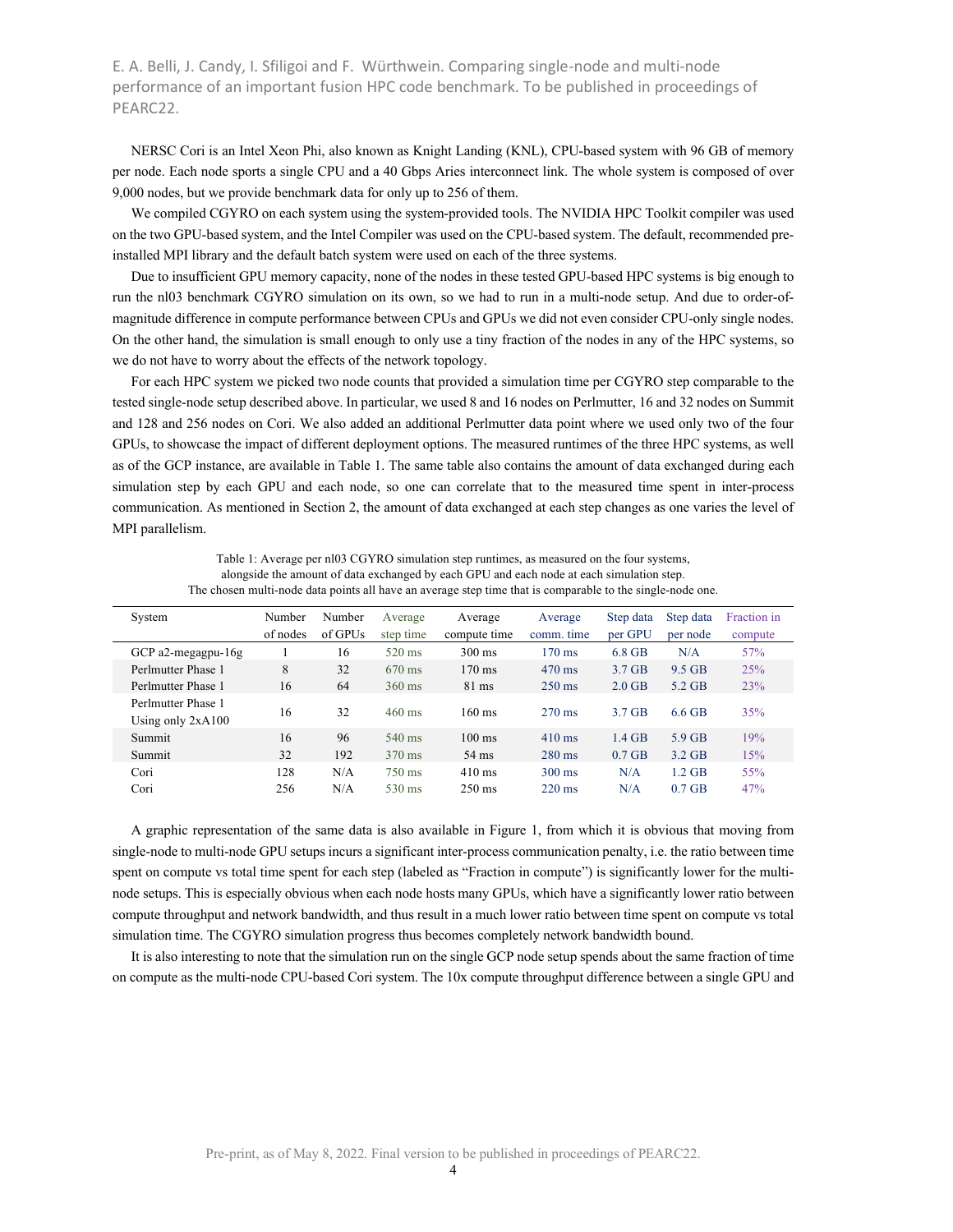NERSC Cori is an Intel Xeon Phi, also known as Knight Landing (KNL), CPU-based system with 96 GB of memory per node. Each node sports a single CPU and a 40 Gbps Aries interconnect link. The whole system is composed of over 9,000 nodes, but we provide benchmark data for only up to 256 of them.

We compiled CGYRO on each system using the system-provided tools. The NVIDIA HPC Toolkit compiler was used on the two GPU-based system, and the Intel Compiler was used on the CPU-based system. The default, recommended pre-installed MPI library and the default batch system were used on each of the three systems.

Due to insufficient GPU memory capacity, none of the nodes in these tested GPU-based HPC systems is big enough to run the nl03 benchmark CGYRO simulation on its own, so we had to run in a multi-node setup. And due to order-of-magnitude difference in compute performance between CPUs and GPUs we did not even consider CPU-only single nodes. On the other hand, the simulation is small enough to only use a tiny fraction of the nodes in any of the HPC systems, so we do not have to worry about the effects of the network topology.

For each HPC system we picked two node counts that provided a simulation time per CGYRO step comparable to the tested single-node setup described above. In particular, we used 8 and 16 nodes on Perlmutter, 16 and 32 nodes on Summit and 128 and 256 nodes on Cori. We also added an additional Perlmutter data point where we used only two of the four GPUs, to showcase the impact of different deployment options. The measured runtimes of the three HPC systems, as well as of the GCP instance, are available in Table 1. The same table also contains the amount of data exchanged during each simulation step by each GPU and each node, so one can correlate that to the measured time spent in inter-process communication. As mentioned in Section 2, the amount of data exchanged at each step changes as one varies the level of MPI parallelism.

Table 1: Average per nl03 CGYRO simulation step runtimes, as measured on the four systems, alongside the amount of data exchanged by each GPU and each node at each simulation step. The chosen multi-node data points all have an average step time that is comparable to the single-node one.

| System | Number of nodes | Number of GPUs | Average step time | Average compute time | Average comm. time | Step data per GPU | Step data per node | Fraction in compute |
|---|---|---|---|---|---|---|---|---|
| GCP a2-megagpu-16g | 1 | 16 | 520 ms | 300 ms | 170 ms | 6.8 GB | N/A | 57% |
| Perlmutter Phase 1 | 8 | 32 | 670 ms | 170 ms | 470 ms | 3.7 GB | 9.5 GB | 25% |
| Perlmutter Phase 1 | 16 | 64 | 360 ms | 81 ms | 250 ms | 2.0 GB | 5.2 GB | 23% |
| Perlmutter Phase 1 Using only 2xA100 | 16 | 32 | 460 ms | 160 ms | 270 ms | 3.7 GB | 6.6 GB | 35% |
| Summit | 16 | 96 | 540 ms | 100 ms | 410 ms | 1.4 GB | 5.9 GB | 19% |
| Summit | 32 | 192 | 370 ms | 54 ms | 280 ms | 0.7 GB | 3.2 GB | 15% |
| Cori | 128 | N/A | 750 ms | 410 ms | 300 ms | N/A | 1.2 GB | 55% |
| Cori | 256 | N/A | 530 ms | 250 ms | 220 ms | N/A | 0.7 GB | 47% |

A graphic representation of the same data is also available in Figure 1, from which it is obvious that moving from single-node to multi-node GPU setups incurs a significant inter-process communication penalty, i.e. the ratio between time spent on compute vs total time spent for each step (labeled as "Fraction in compute") is significantly lower for the multi-node setups. This is especially obvious when each node hosts many GPUs, which have a significantly lower ratio between compute throughput and network bandwidth, and thus result in a much lower ratio between time spent on compute vs total simulation time. The CGYRO simulation progress thus becomes completely network bandwidth bound.

It is also interesting to note that the simulation run on the single GCP node setup spends about the same fraction of time on compute as the multi-node CPU-based Cori system. The 10x compute throughput difference between a single GPU and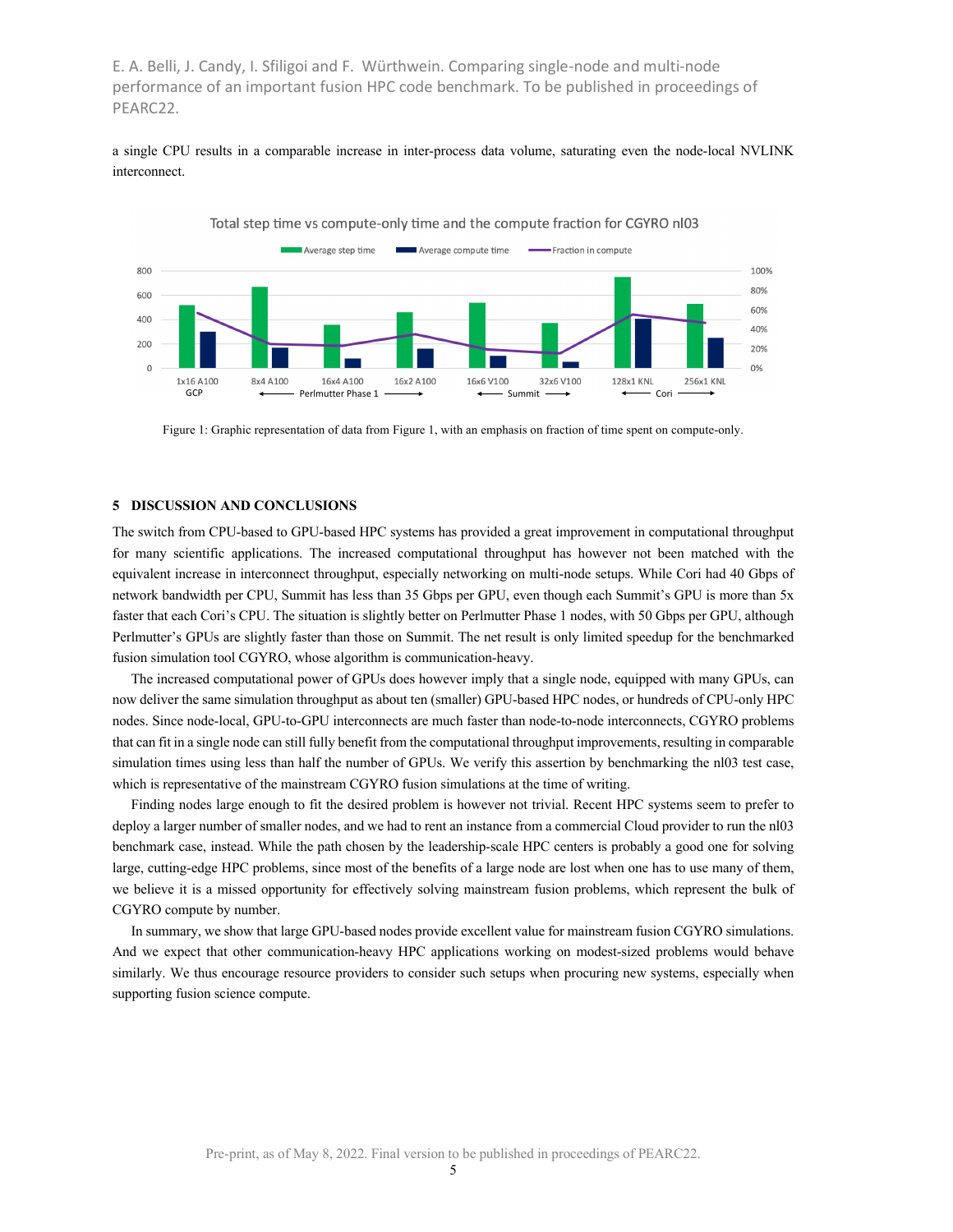a single CPU results in a comparable increase in inter-process data volume, saturating even the node-local NVLINK interconnect.

Figure 1: Graphic representation of data from Figure 1, with an emphasis on fraction of time spent on compute-only.

## 5 DISCUSSION AND CONCLUSIONS

The switch from CPU-based to GPU-based HPC systems has provided a great improvement in computational throughput for many scientific applications. The increased computational throughput has however not been matched with the equivalent increase in interconnect throughput, especially networking on multi-node setups. While Cori had 40 Gbps of network bandwidth per CPU, Summit has less than 35 Gbps per GPU, even though each Summit's GPU is more than 5x faster that each Cori's CPU. The situation is slightly better on Perlmutter Phase 1 nodes, with 50 Gbps per GPU, although Perlmutter's GPUs are slightly faster than those on Summit. The net result is only limited speedup for the benchmarked fusion simulation tool CGYRO, whose algorithm is communication-heavy.

The increased computational power of GPUs does however imply that a single node, equipped with many GPUs, can now deliver the same simulation throughput as about ten (smaller) GPU-based HPC nodes, or hundreds of CPU-only HPC nodes. Since node-local, GPU-to-GPU interconnects are much faster than node-to-node interconnects, CGYRO problems that can fit in a single node can still fully benefit from the computational throughput improvements, resulting in comparable simulation times using less than half the number of GPUs. We verify this assertion by benchmarking the nl03 test case, which is representative of the mainstream CGYRO fusion simulations at the time of writing.

Finding nodes large enough to fit the desired problem is however not trivial. Recent HPC systems seem to prefer to deploy a larger number of smaller nodes, and we had to rent an instance from a commercial Cloud provider to run the nl03 benchmark case, instead. While the path chosen by the leadership-scale HPC centers is probably a good one for solving large, cutting-edge HPC problems, since most of the benefits of a large node are lost when one has to use many of them, we believe it is a missed opportunity for effectively solving mainstream fusion problems, which represent the bulk of CGYRO compute by number.

In summary, we show that large GPU-based nodes provide excellent value for mainstream fusion CGYRO simulations. And we expect that other communication-heavy HPC applications working on modest-sized problems would behave similarly. We thus encourage resource providers to consider such setups when procuring new systems, especially when supporting fusion science compute.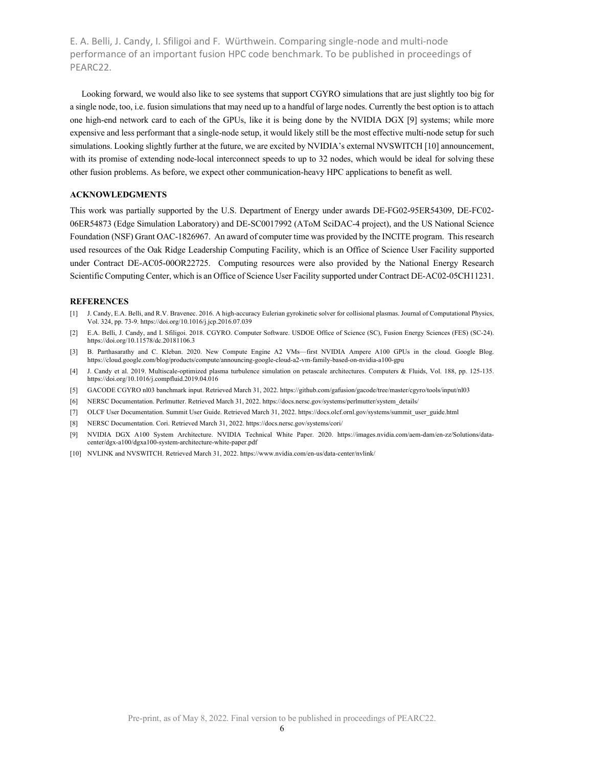Looking forward, we would also like to see systems that support CGYRO simulations that are just slightly too big for a single node, too, i.e. fusion simulations that may need up to a handful of large nodes. Currently the best option is to attach one high-end network card to each of the GPUs, like it is being done by the NVIDIA DGX [9] systems; while more expensive and less performant that a single-node setup, it would likely still be the most effective multi-node setup for such simulations. Looking slightly further at the future, we are excited by NVIDIA's external NVSWITCH [10] announcement, with its promise of extending node-local interconnect speeds to up to 32 nodes, which would be ideal for solving these other fusion problems. As before, we expect other communication-heavy HPC applications to benefit as well.

### ACKNOWLEDGMENTS

This work was partially supported by the U.S. Department of Energy under awards DE-FG02-95ER54309, DE-FC02-06ER54873 (Edge Simulation Laboratory) and DE-SC0017992 (AToM SciDAC-4 project), and the US National Science Foundation (NSF) Grant OAC-1826967. An award of computer time was provided by the INCITE program. This research used resources of the Oak Ridge Leadership Computing Facility, which is an Office of Science User Facility supported under Contract DE-AC05-00OR22725. Computing resources were also provided by the National Energy Research Scientific Computing Center, which is an Office of Science User Facility supported under Contract DE-AC02-05CH11231.

### REFERENCES

[1] J. Candy, E.A. Belli, and R.V. Bravenec. 2016. A high-accuracy Eulerian gyrokinetic solver for collisional plasmas. Journal of Computational Physics, Vol. 324, pp. 73-9. https://doi.org/10.1016/j.jcp.2016.07.039

[2] E.A. Belli, J. Candy, and I. Sfiligoi. 2018. CGYRO. Computer Software. USDOE Office of Science (SC), Fusion Energy Sciences (FES) (SC-24). https://doi.org/10.11578/dc.20181106.3

[3] B. Parthasarathy and C. Kleban. 2020. New Compute Engine A2 VMs—first NVIDIA Ampere A100 GPUs in the cloud. Google Blog. https://cloud.google.com/blog/products/compute/announcing-google-cloud-a2-vm-family-based-on-nvidia-a100-gpu

[4] J. Candy et al. 2019. Multiscale-optimized plasma turbulence simulation on petascale architectures. Computers & Fluids, Vol. 188, pp. 125-135. https://doi.org/10.1016/j.compfluid.2019.04.016

[5] GACODE CGYRO nl03 banchmark input. Retrieved March 31, 2022. https://github.com/gafusion/gacode/tree/master/cgyro/tools/input/nl03

[6] NERSC Documentation. Perlmutter. Retrieved March 31, 2022. https://docs.nersc.gov/systems/perlmutter/system_details/

[7] OLCF User Documentation. Summit User Guide. Retrieved March 31, 2022. https://docs.olcf.ornl.gov/systems/summit_user_guide.html

[8] NERSC Documentation. Cori. Retrieved March 31, 2022. https://docs.nersc.gov/systems/cori/

[9] NVIDIA DGX A100 System Architecture. NVIDIA Technical White Paper. 2020. https://images.nvidia.com/aem-dam/en-zz/Solutions/data-center/dgx-a100/dgxa100-system-architecture-white-paper.pdf

[10] NVLINK and NVSWITCH. Retrieved March 31, 2022. https://www.nvidia.com/en-us/data-center/nvlink/